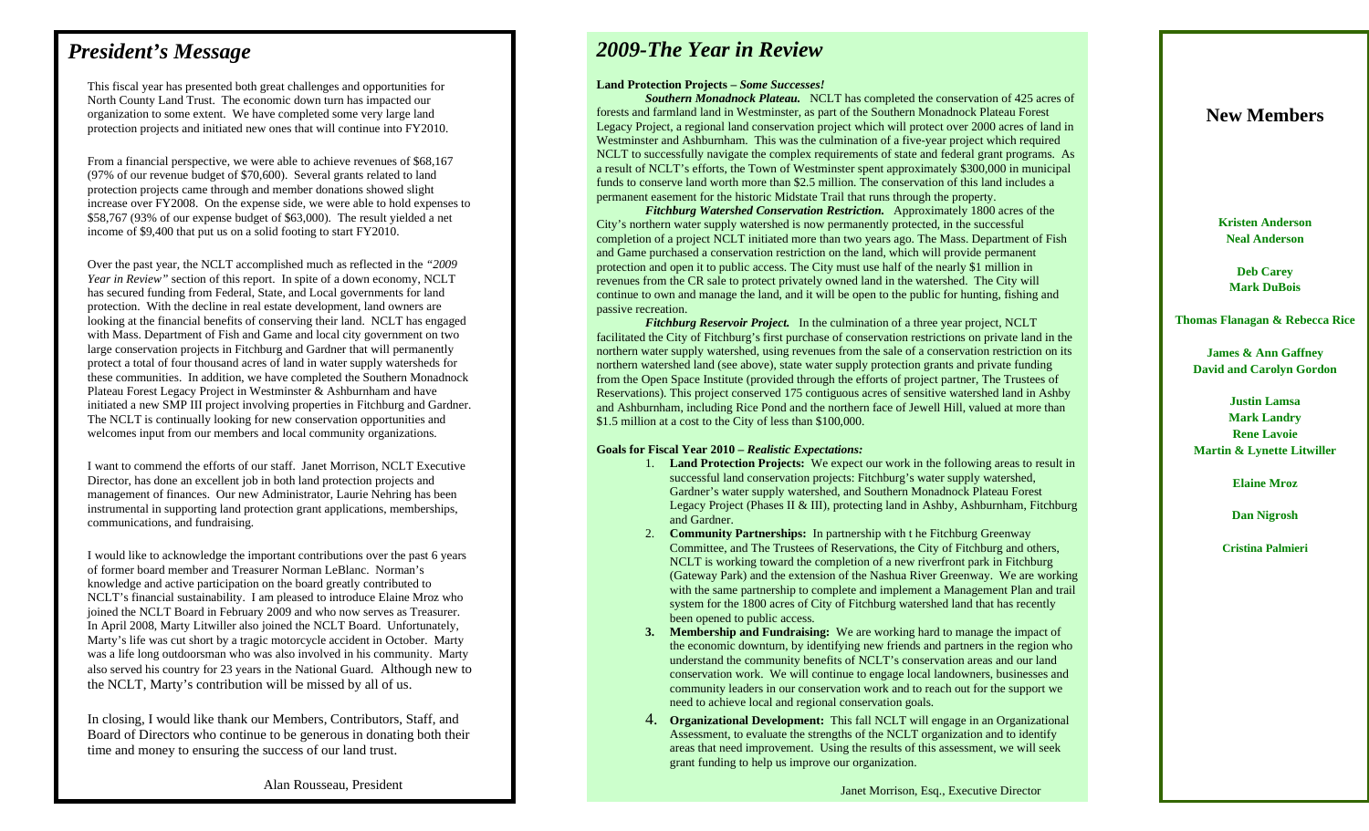# President's Message

This fiscal year has presented both great challenges and opportunities for North County Land Trust. The economic down turn has impacted our organization to some extent. We have completed some very large land protection projects and initiated new ones that will continue into FY2010.

From a financial perspective, we were able to achieve revenues of $68,167 (97% of our revenue budget of $70,600). Several grants related to land protection projects came through and member donations showed slight increase over FY2008. On the expense side, we were able to hold expenses to $58,767 (93% of our expense budget of $63,000). The result yielded a net income of $9,400 that put us on a solid footing to start FY2010.

Over the past year, the NCLT accomplished much as reflected in the *"2009 Year in Review"* section of this report. In spite of a down economy, NCLT has secured funding from Federal, State, and Local governments for land protection. With the decline in real estate development, land owners are looking at the financial benefits of conserving their land. NCLT has engaged with Mass. Department of Fish and Game and local city government on two large conservation projects in Fitchburg and Gardner that will permanently protect a total of four thousand acres of land in water supply watersheds for these communities. In addition, we have completed the Southern Monadnock Plateau Forest Legacy Project in Westminster & Ashburnham and have initiated a new SMP III project involving properties in Fitchburg and Gardner. The NCLT is continually looking for new conservation opportunities and welcomes input from our members and local community organizations.

I want to commend the efforts of our staff. Janet Morrison, NCLT Executive Director, has done an excellent job in both land protection projects and management of finances. Our new Administrator, Laurie Nehring has been instrumental in supporting land protection grant applications, memberships, communications, and fundraising.

I would like to acknowledge the important contributions over the past 6 years of former board member and Treasurer Norman LeBlanc. Norman's knowledge and active participation on the board greatly contributed to NCLT's financial sustainability. I am pleased to introduce Elaine Mroz who joined the NCLT Board in February 2009 and who now serves as Treasurer. In April 2008, Marty Litwiller also joined the NCLT Board. Unfortunately, Marty's life was cut short by a tragic motorcycle accident in October. Marty was a life long outdoorsman who was also involved in his community. Marty also served his country for 23 years in the National Guard. Although new to the NCLT, Marty's contribution will be missed by all of us.

In closing, I would like thank our Members, Contributors, Staff, and Board of Directors who continue to be generous in donating both their time and money to ensuring the success of our land trust.

Alan Rousseau, President

# 2009-The Year in Review

**Land Protection Projects –** ***Some Successes!***

***Southern Monadnock Plateau.*** NCLT has completed the conservation of 425 acres of forests and farmland land in Westminster, as part of the Southern Monadnock Plateau Forest Legacy Project, a regional land conservation project which will protect over 2000 acres of land in Westminster and Ashburnham. This was the culmination of a five-year project which required NCLT to successfully navigate the complex requirements of state and federal grant programs. As a result of NCLT's efforts, the Town of Westminster spent approximately $300,000 in municipal funds to conserve land worth more than $2.5 million. The conservation of this land includes a permanent easement for the historic Midstate Trail that runs through the property.

***Fitchburg Watershed Conservation Restriction.*** Approximately 1800 acres of the City's northern water supply watershed is now permanently protected, in the successful completion of a project NCLT initiated more than two years ago. The Mass. Department of Fish and Game purchased a conservation restriction on the land, which will provide permanent protection and open it to public access. The City must use half of the nearly $1 million in revenues from the CR sale to protect privately owned land in the watershed. The City will continue to own and manage the land, and it will be open to the public for hunting, fishing and passive recreation.

***Fitchburg Reservoir Project.*** In the culmination of a three year project, NCLT facilitated the City of Fitchburg's first purchase of conservation restrictions on private land in the northern water supply watershed, using revenues from the sale of a conservation restriction on its northern watershed land (see above), state water supply protection grants and private funding from the Open Space Institute (provided through the efforts of project partner, The Trustees of Reservations). This project conserved 175 contiguous acres of sensitive watershed land in Ashby and Ashburnham, including Rice Pond and the northern face of Jewell Hill, valued at more than $1.5 million at a cost to the City of less than $100,000.

**Goals for Fiscal Year 2010 –** ***Realistic Expectations:***

1. **Land Protection Projects:** We expect our work in the following areas to result in successful land conservation projects: Fitchburg's water supply watershed, Gardner's water supply watershed, and Southern Monadnock Plateau Forest Legacy Project (Phases II & III), protecting land in Ashby, Ashburnham, Fitchburg and Gardner.
2. **Community Partnerships:** In partnership with t he Fitchburg Greenway Committee, and The Trustees of Reservations, the City of Fitchburg and others, NCLT is working toward the completion of a new riverfront park in Fitchburg (Gateway Park) and the extension of the Nashua River Greenway. We are working with the same partnership to complete and implement a Management Plan and trail system for the 1800 acres of City of Fitchburg watershed land that has recently been opened to public access.
3. **Membership and Fundraising:** We are working hard to manage the impact of the economic downturn, by identifying new friends and partners in the region who understand the community benefits of NCLT's conservation areas and our land conservation work. We will continue to engage local landowners, businesses and community leaders in our conservation work and to reach out for the support we need to achieve local and regional conservation goals.
4. **Organizational Development:** This fall NCLT will engage in an Organizational Assessment, to evaluate the strengths of the NCLT organization and to identify areas that need improvement. Using the results of this assessment, we will seek grant funding to help us improve our organization.

Janet Morrison, Esq., Executive Director

## New Members

**Kristen Anderson**
**Neal Anderson**

**Deb Carey**
**Mark DuBois**

**Thomas Flanagan & Rebecca Rice**

**James & Ann Gaffney**
**David and Carolyn Gordon**

**Justin Lamsa**
**Mark Landry**
**Rene Lavoie**
**Martin & Lynette Litwiller**

**Elaine Mroz**

**Dan Nigrosh**

**Cristina Palmieri**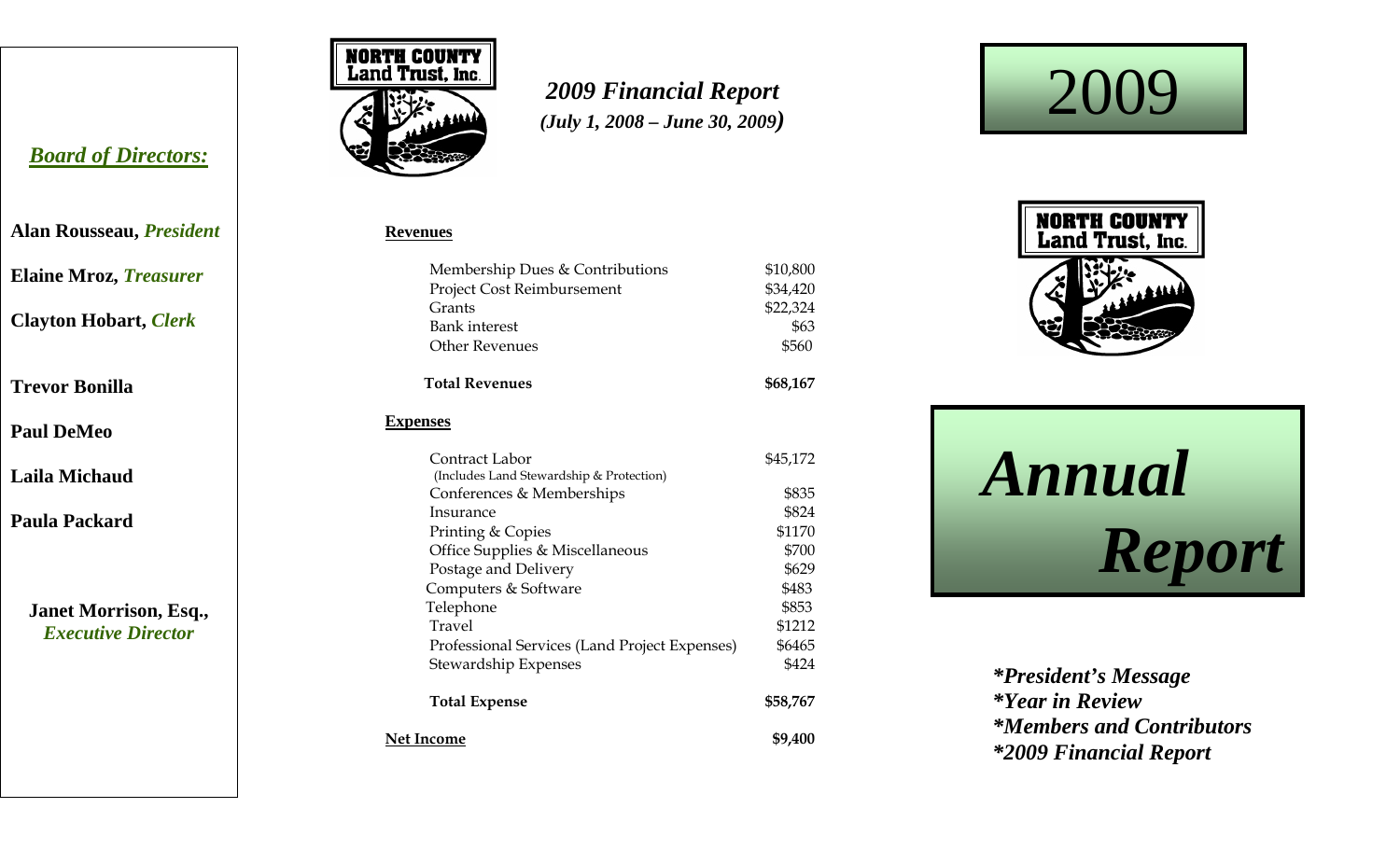***Board of Directors:***

**Alan Rousseau, *President***

**Elaine Mroz, *Treasurer***

**Clayton Hobart, *Clerk***

**Trevor Bonilla**

**Paul DeMeo**

**Laila Michaud**

**Paula Packard**

**Janet Morrison, Esq.,**
***Executive Director***

NORTH COUNTY Land Trust, Inc.

## *2009 Financial Report*

***(July 1, 2008 – June 30, 2009)***

| | |
|---|---|
| **Revenues** | |
| Membership Dues & Contributions | $10,800 |
| Project Cost Reimbursement | $34,420 |
| Grants | $22,324 |
| Bank interest | $63 |
| Other Revenues | $560 |
| **Total Revenues** | **$68,167** |
| **Expenses** | |
| Contract Labor (Includes Land Stewardship & Protection) | $45,172 |
| Conferences & Memberships | $835 |
| Insurance | $824 |
| Printing & Copies | $1170 |
| Office Supplies & Miscellaneous | $700 |
| Postage and Delivery | $629 |
| Computers & Software | $483 |
| Telephone | $853 |
| Travel | $1212 |
| Professional Services (Land Project Expenses) | $6465 |
| Stewardship Expenses | $424 |
| **Total Expense** | **$58,767** |
| **Net Income** | **$9,400** |

# 2009

NORTH COUNTY Land Trust, Inc.

# *Annual Report*

***\*President's Message***
***\*Year in Review***
***\*Members and Contributors***
***\*2009 Financial Report***